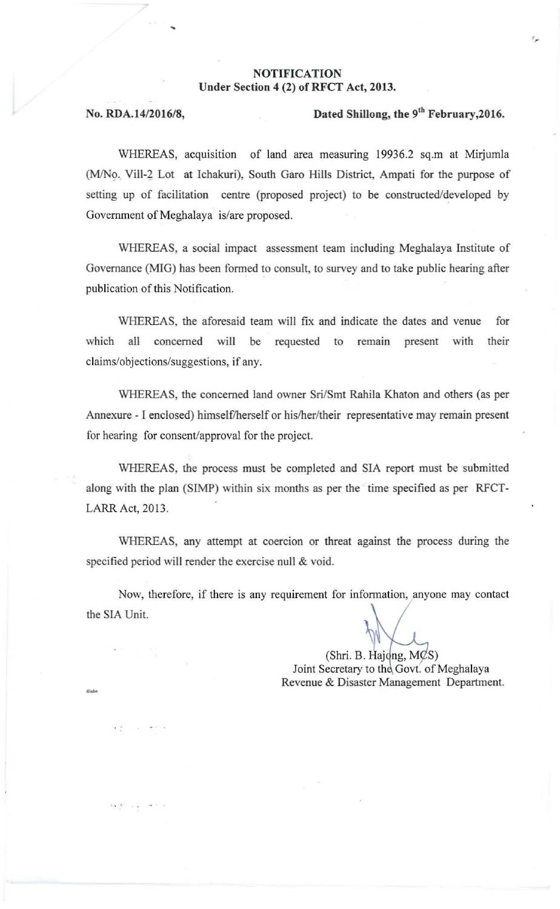**NOTIFICATION**
**Under Section 4 (2) of RFCT Act, 2013.**

**No. RDA.14/2016/8, Dated Shillong, the 9th February,2016.**

WHEREAS, acquisition of land area measuring 19936.2 sq.m at Mirjumla (M/No. Vill-2 Lot at Ichakuri), South Garo Hills District, Ampati for the purpose of setting up of facilitation centre (proposed project) to be constructed/developed by Government of Meghalaya is/are proposed.

WHEREAS, a social impact assessment team including Meghalaya Institute of Governance (MIG) has been formed to consult, to survey and to take public hearing after publication of this Notification.

WHEREAS, the aforesaid team will fix and indicate the dates and venue for which all concerned will be requested to remain present with their claims/objections/suggestions, if any.

WHEREAS, the concerned land owner Sri/Smt Rahila Khaton and others (as per Annexure - I enclosed) himself/herself or his/her/their representative may remain present for hearing for consent/approval for the project.

WHEREAS, the process must be completed and SIA report must be submitted along with the plan (SIMP) within six months as per the time specified as per RFCT-LARR Act, 2013.

WHEREAS, any attempt at coercion or threat against the process during the specified period will render the exercise null & void.

Now, therefore, if there is any requirement for information, anyone may contact the SIA Unit.

(Shri. B. Hajong, MCS)
Joint Secretary to the Govt. of Meghalaya
Revenue & Disaster Management Department.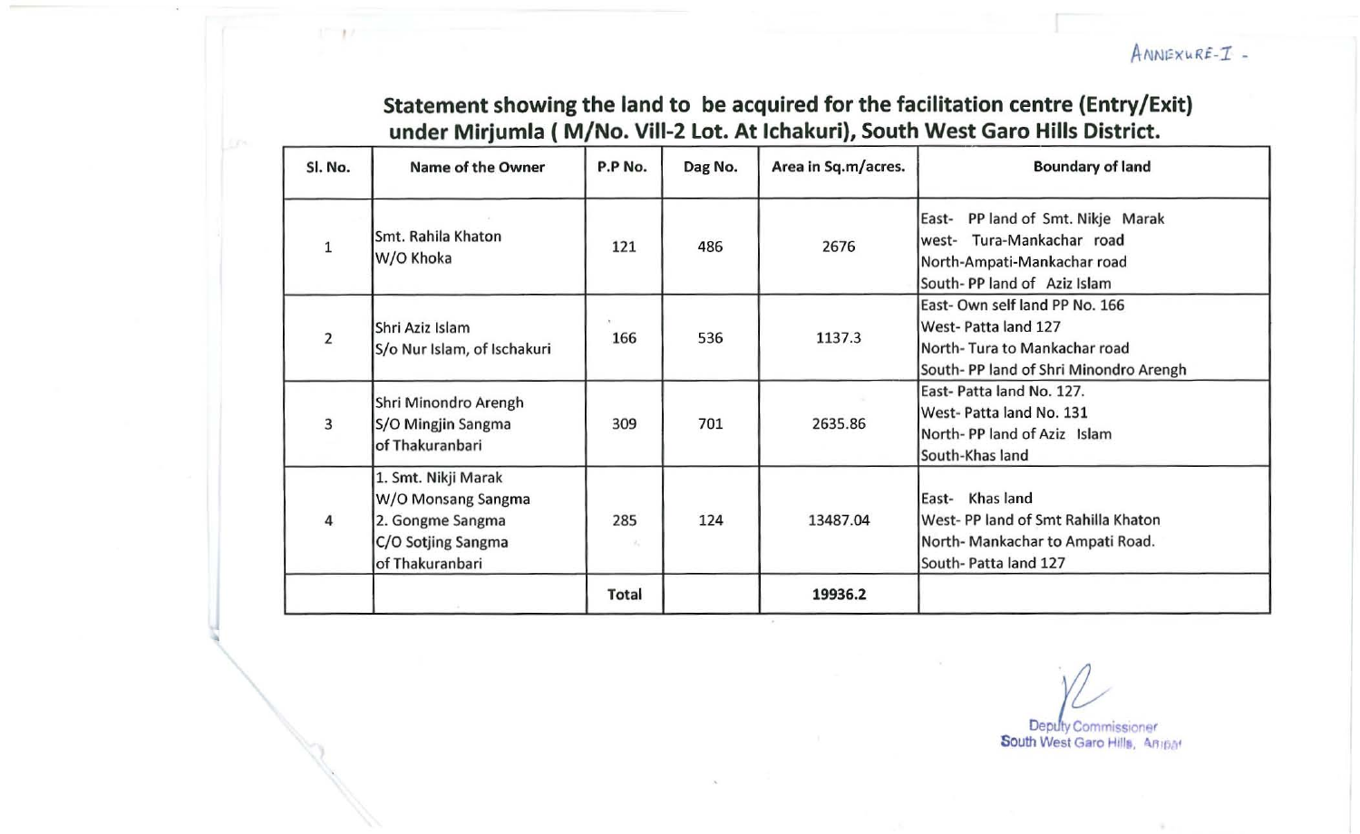ANNEXURE-I -

**Statement showing the land to be acquired for the facilitation centre (Entry/Exit) under Mirjumla ( M/No. Vill-2 Lot. At Ichakuri), South West Garo Hills District.**

| Sl. No. | Name of the Owner | P.P No. | Dag No. | Area in Sq.m/acres. | Boundary of land |
|---|---|---|---|---|---|
| 1 | Smt. Rahila Khaton W/O Khoka | 121 | 486 | 2676 | East- PP land of Smt. Nikje Marak west- Tura-Mankachar road North-Ampati-Mankachar road South- PP land of Aziz Islam |
| 2 | Shri Aziz Islam S/o Nur Islam, of Ischakuri | 166 | 536 | 1137.3 | East- Own self land PP No. 166 West- Patta land 127 North- Tura to Mankachar road South- PP land of Shri Minondro Arengh |
| 3 | Shri Minondro Arengh S/O Mingjin Sangma of Thakuranbari | 309 | 701 | 2635.86 | East- Patta land No. 127. West- Patta land No. 131 North- PP land of Aziz Islam South-Khas land |
| 4 | 1. Smt. Nikji Marak W/O Monsang Sangma 2. Gongme Sangma C/O Sotjing Sangma of Thakuranbari | 285 | 124 | 13487.04 | East- Khas land West- PP land of Smt Rahilla Khaton North- Mankachar to Ampati Road. South- Patta land 127 |
| | | Total | | 19936.2 | |

Deputy Commissioner
South West Garo Hills, Ampati